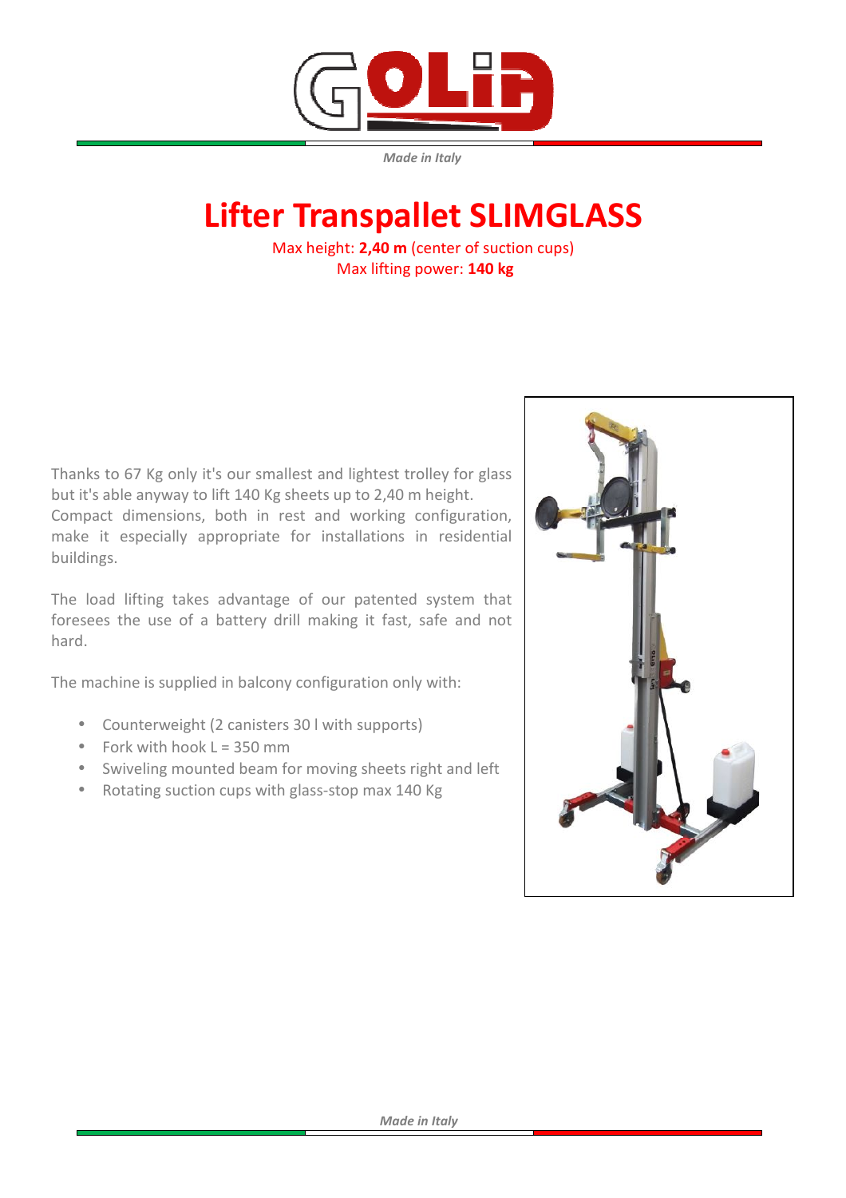*Made in Italy*

# Lifter Transpallet SLIMGLASS

Max height: **2,40 m** (center of suction cups)
Max lifting power: **140 kg**

Thanks to 67 Kg only it's our smallest and lightest trolley for glass but it's able anyway to lift 140 Kg sheets up to 2,40 m height. Compact dimensions, both in rest and working configuration, make it especially appropriate for installations in residential buildings.

The load lifting takes advantage of our patented system that foresees the use of a battery drill making it fast, safe and not hard.

The machine is supplied in balcony configuration only with:

- Counterweight (2 canisters 30 l with supports)
- Fork with hook L = 350 mm
- Swiveling mounted beam for moving sheets right and left
- Rotating suction cups with glass-stop max 140 Kg

*Made in Italy*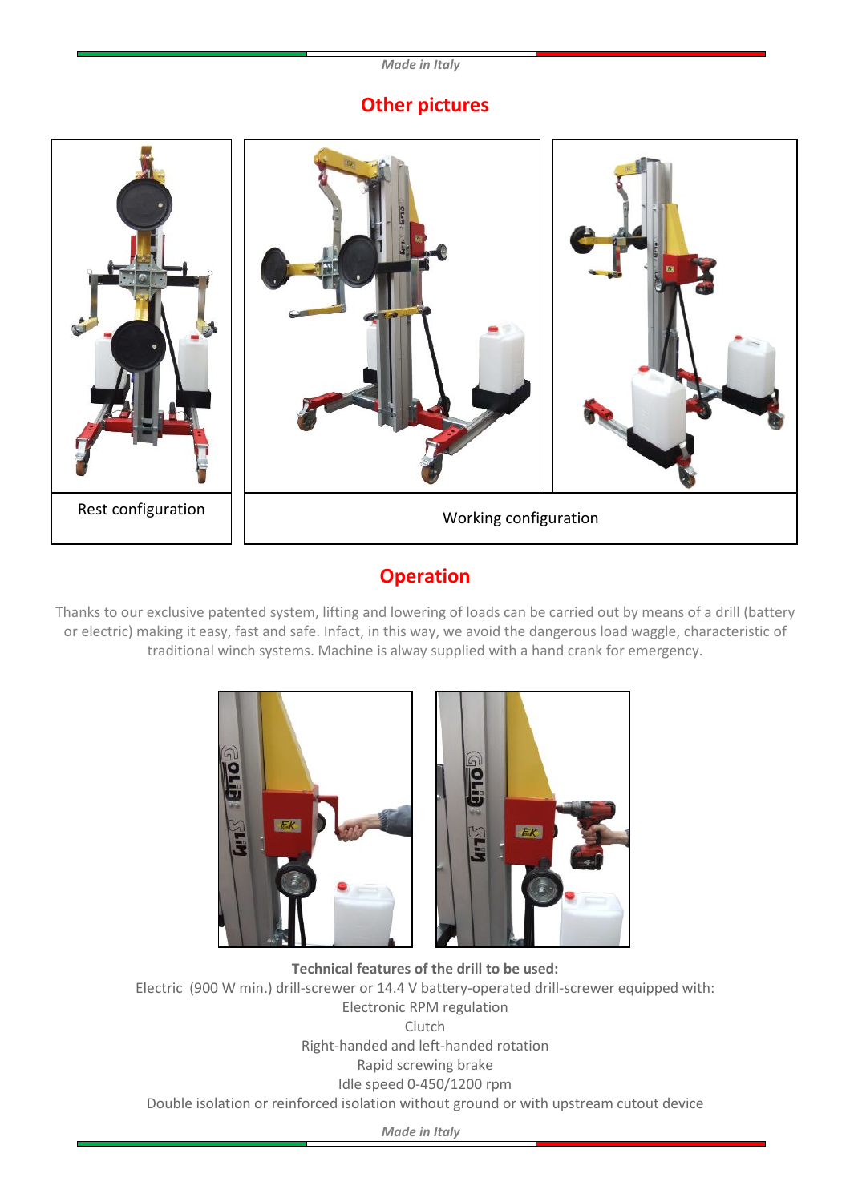## Other pictures

| Rest configuration | Working configuration |
|---|---|

## Operation

Thanks to our exclusive patented system, lifting and lowering of loads can be carried out by means of a drill (battery or electric) making it easy, fast and safe. Infact, in this way, we avoid the dangerous load waggle, characteristic of traditional winch systems. Machine is alway supplied with a hand crank for emergency.

**Technical features of the drill to be used:**

Electric (900 W min.) drill-screwer or 14.4 V battery-operated drill-screwer equipped with:

Electronic RPM regulation

Clutch

Right-handed and left-handed rotation

Rapid screwing brake

Idle speed 0-450/1200 rpm

Double isolation or reinforced isolation without ground or with upstream cutout device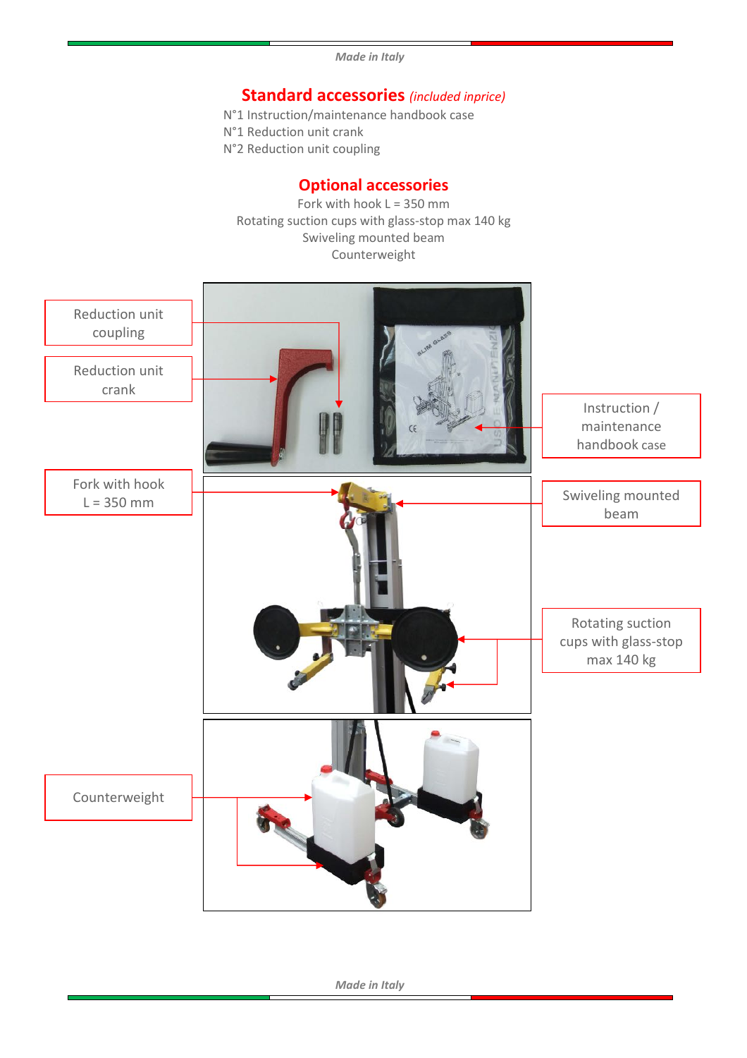## Standard accessories *(included inprice)*

N°1 Instruction/maintenance handbook case
N°1 Reduction unit crank
N°2 Reduction unit coupling

## Optional accessories

Fork with hook L = 350 mm
Rotating suction cups with glass-stop max 140 kg
Swiveling mounted beam
Counterweight

Reduction unit coupling

Reduction unit crank

Instruction / maintenance handbook case

Fork with hook L = 350 mm

Swiveling mounted beam

Rotating suction cups with glass-stop max 140 kg

Counterweight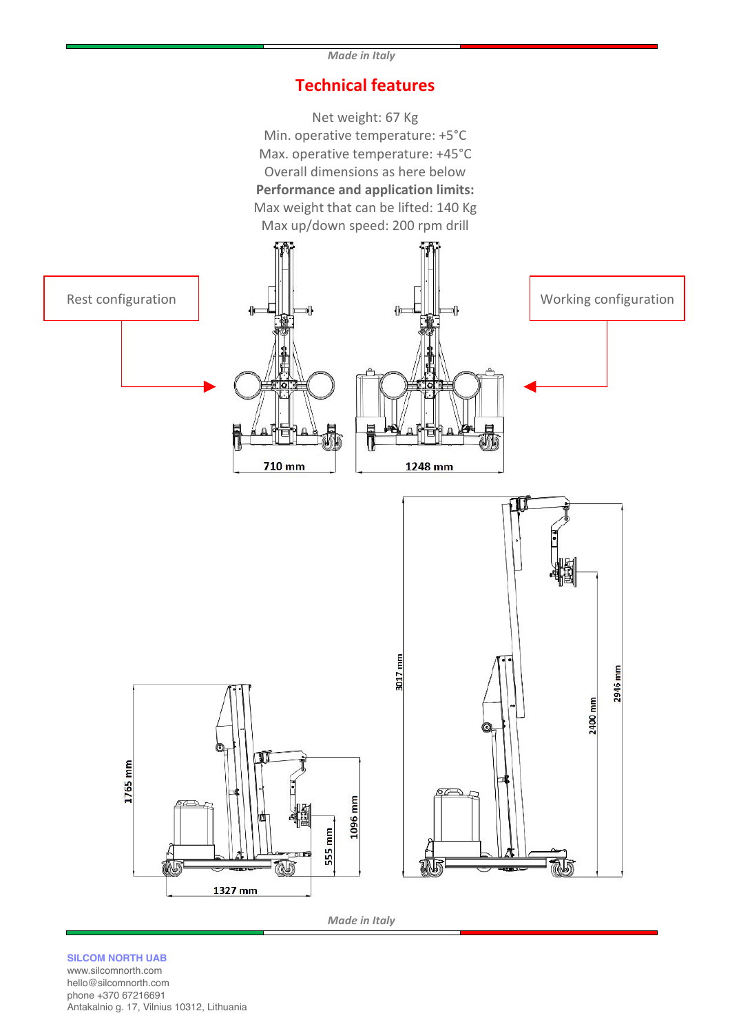## Technical features

Net weight: 67 Kg
Min. operative temperature: +5°C
Max. operative temperature: +45°C
Overall dimensions as here below

**Performance and application limits:**

Max weight that can be lifted: 140 Kg
Max up/down speed: 200 rpm drill

Rest configuration

Working configuration

710 mm

1248 mm

1765 mm

1327 mm

555 mm

1096 mm

3017 mm

2400 mm

2946 mm

**SILCOM NORTH UAB**
www.silcomnorth.com
hello@silcomnorth.com
phone +370 67216691
Antakalnio g. 17, Vilnius 10312, Lithuania